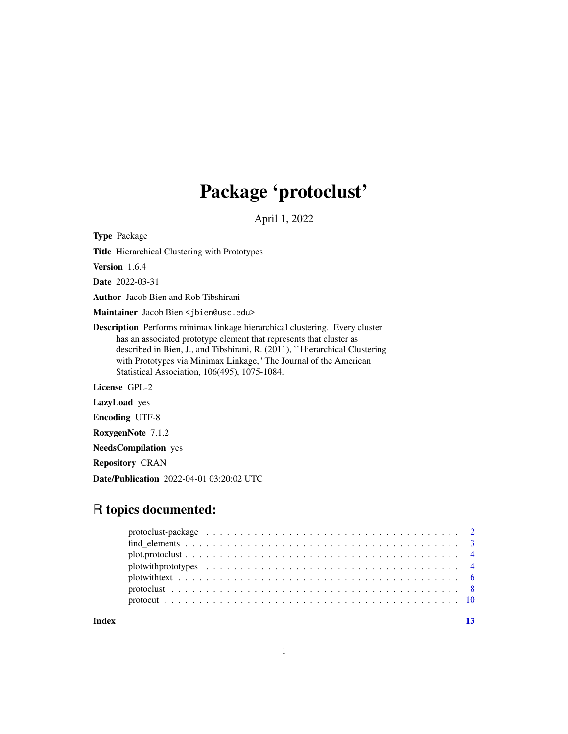# Package 'protoclust'

April 1, 2022

**Type** Package

**Title** Hierarchical Clustering with Prototypes

**Version** 1.6.4

**Date** 2022-03-31

**Author** Jacob Bien and Rob Tibshirani

**Maintainer** Jacob Bien <jbien@usc.edu>

**Description** Performs minimax linkage hierarchical clustering. Every cluster has an associated prototype element that represents that cluster as described in Bien, J., and Tibshirani, R. (2011), ``Hierarchical Clustering with Prototypes via Minimax Linkage,'' The Journal of the American Statistical Association, 106(495), 1075-1084.

**License** GPL-2

**LazyLoad** yes

**Encoding** UTF-8

**RoxygenNote** 7.1.2

**NeedsCompilation** yes

**Repository** CRAN

**Date/Publication** 2022-04-01 03:20:02 UTC

## R topics documented:

- protoclust-package . . . . . . . . . . 2
- find_elements . . . . . . . . . . 3
- plot.protoclust . . . . . . . . . . 4
- plotwithprototypes . . . . . . . . . . 4
- plotwithtext . . . . . . . . . . 6
- protoclust . . . . . . . . . . 8
- protocut . . . . . . . . . . 10

**Index** 13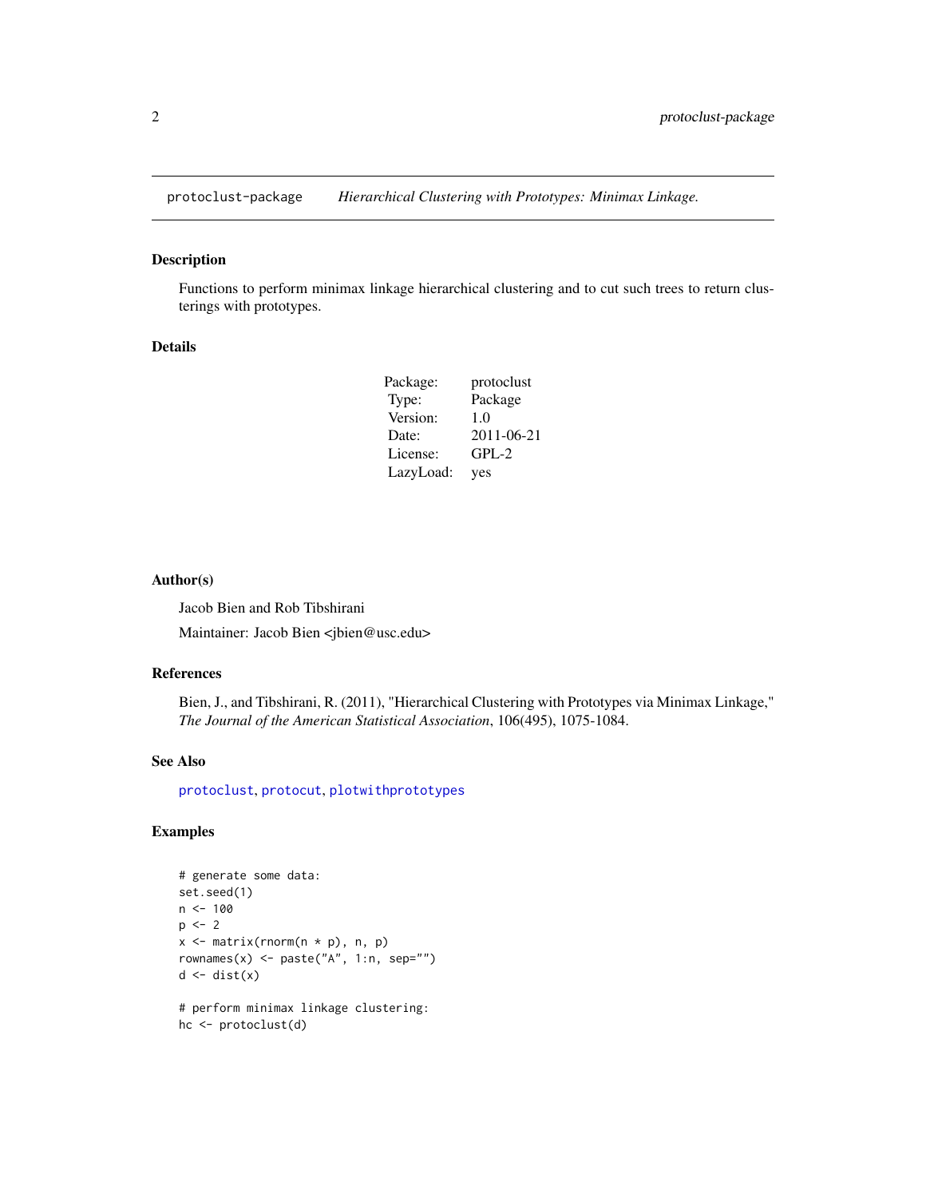# protoclust-package *Hierarchical Clustering with Prototypes: Minimax Linkage.*

## Description

Functions to perform minimax linkage hierarchical clustering and to cut such trees to return clusterings with prototypes.

## Details

| | |
|---|---|
| Package: | protoclust |
| Type: | Package |
| Version: | 1.0 |
| Date: | 2011-06-21 |
| License: | GPL-2 |
| LazyLoad: | yes |

## Author(s)

Jacob Bien and Rob Tibshirani

Maintainer: Jacob Bien <jbien@usc.edu>

## References

Bien, J., and Tibshirani, R. (2011), "Hierarchical Clustering with Prototypes via Minimax Linkage," *The Journal of the American Statistical Association*, 106(495), 1075-1084.

## See Also

protoclust, protocut, plotwithprototypes

## Examples

```
# generate some data:
set.seed(1)
n <- 100
p <- 2
x <- matrix(rnorm(n * p), n, p)
rownames(x) <- paste("A", 1:n, sep="")
d <- dist(x)

# perform minimax linkage clustering:
hc <- protoclust(d)
```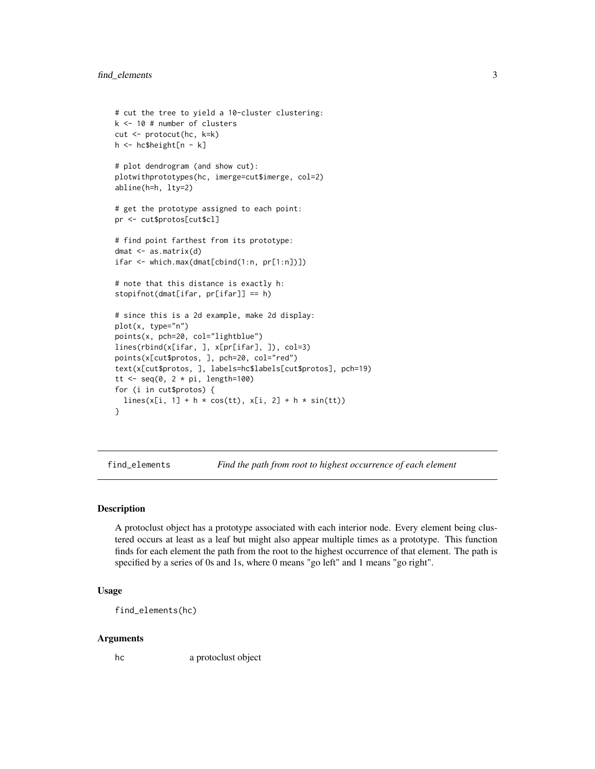```
# cut the tree to yield a 10-cluster clustering:
k <- 10 # number of clusters
cut <- protocut(hc, k=k)
h <- hc$height[n - k]

# plot dendrogram (and show cut):
plotwithprototypes(hc, imerge=cut$imerge, col=2)
abline(h=h, lty=2)

# get the prototype assigned to each point:
pr <- cut$protos[cut$cl]

# find point farthest from its prototype:
dmat <- as.matrix(d)
ifar <- which.max(dmat[cbind(1:n, pr[1:n])])

# note that this distance is exactly h:
stopifnot(dmat[ifar, pr[ifar]] == h)

# since this is a 2d example, make 2d display:
plot(x, type="n")
points(x, pch=20, col="lightblue")
lines(rbind(x[ifar, ], x[pr[ifar], ]), col=3)
points(x[cut$protos, ], pch=20, col="red")
text(x[cut$protos, ], labels=hc$labels[cut$protos], pch=19)
tt <- seq(0, 2 * pi, length=100)
for (i in cut$protos) {
  lines(x[i, 1] + h * cos(tt), x[i, 2] + h * sin(tt))
}
```

---

## find_elements — *Find the path from root to highest occurrence of each element*

### Description

A protoclust object has a prototype associated with each interior node. Every element being clustered occurs at least as a leaf but might also appear multiple times as a prototype. This function finds for each element the path from the root to the highest occurrence of that element. The path is specified by a series of 0s and 1s, where 0 means "go left" and 1 means "go right".

### Usage

```
find_elements(hc)
```

### Arguments

| | |
|---|---|
| hc | a protoclust object |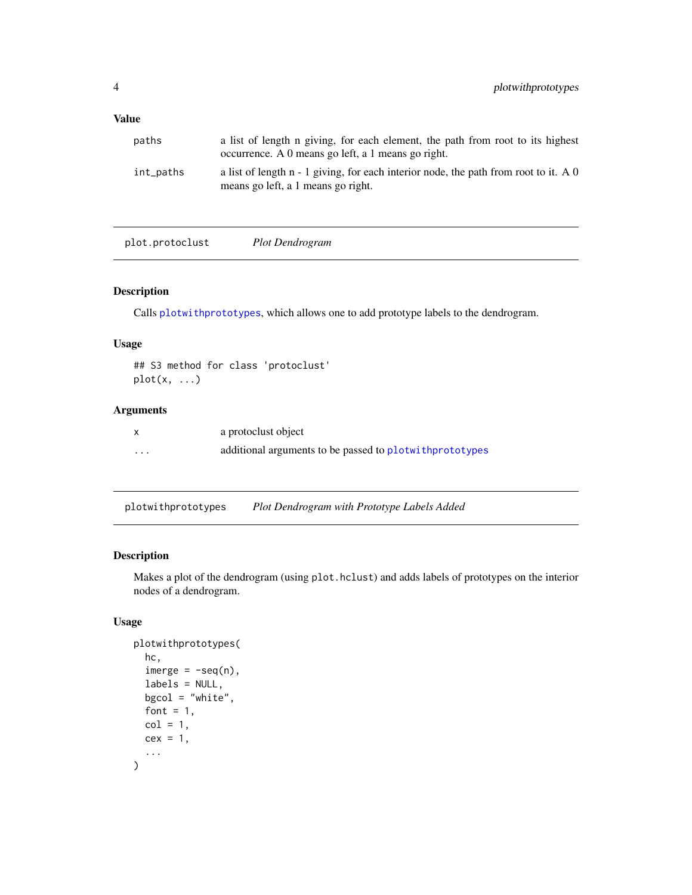### Value

| | |
|---|---|
| `paths` | a list of length n giving, for each element, the path from root to its highest occurrence. A 0 means go left, a 1 means go right. |
| `int_paths` | a list of length n - 1 giving, for each interior node, the path from root to it. A 0 means go left, a 1 means go right. |

---

## `plot.protoclust` *Plot Dendrogram*

### Description

Calls `plotwithprototypes`, which allows one to add prototype labels to the dendrogram.

### Usage

```
## S3 method for class 'protoclust'
plot(x, ...)
```

### Arguments

| | |
|---|---|
| `x` | a protoclust object |
| `...` | additional arguments to be passed to `plotwithprototypes` |

---

## `plotwithprototypes` *Plot Dendrogram with Prototype Labels Added*

### Description

Makes a plot of the dendrogram (using `plot.hclust`) and adds labels of prototypes on the interior nodes of a dendrogram.

### Usage

```
plotwithprototypes(
  hc,
  imerge = -seq(n),
  labels = NULL,
  bgcol = "white",
  font = 1,
  col = 1,
  cex = 1,
  ...
)
```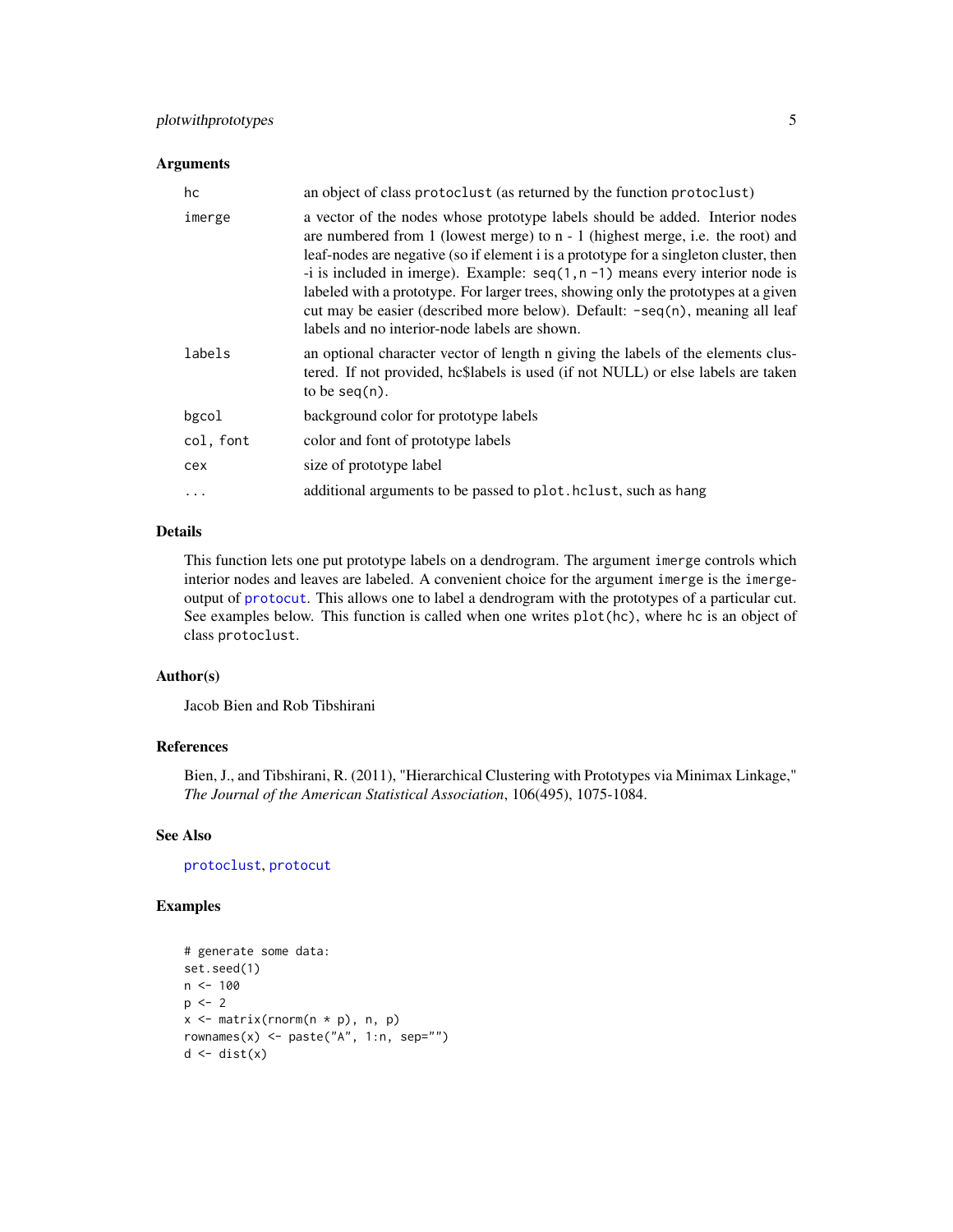## Arguments

| | |
|---|---|
| `hc` | an object of class `protoclust` (as returned by the function `protoclust`) |
| `imerge` | a vector of the nodes whose prototype labels should be added. Interior nodes are numbered from 1 (lowest merge) to n - 1 (highest merge, i.e. the root) and leaf-nodes are negative (so if element i is a prototype for a singleton cluster, then -i is included in imerge). Example: `seq(1,n -1)` means every interior node is labeled with a prototype. For larger trees, showing only the prototypes at a given cut may be easier (described more below). Default: `-seq(n)`, meaning all leaf labels and no interior-node labels are shown. |
| `labels` | an optional character vector of length n giving the labels of the elements clustered. If not provided, hc$labels is used (if not NULL) or else labels are taken to be `seq(n)`. |
| `bgcol` | background color for prototype labels |
| `col, font` | color and font of prototype labels |
| `cex` | size of prototype label |
| `...` | additional arguments to be passed to `plot.hclust`, such as `hang` |

## Details

This function lets one put prototype labels on a dendrogram. The argument `imerge` controls which interior nodes and leaves are labeled. A convenient choice for the argument `imerge` is the `imerge`-output of `protocut`. This allows one to label a dendrogram with the prototypes of a particular cut. See examples below. This function is called when one writes `plot(hc)`, where `hc` is an object of class `protoclust`.

## Author(s)

Jacob Bien and Rob Tibshirani

## References

Bien, J., and Tibshirani, R. (2011), "Hierarchical Clustering with Prototypes via Minimax Linkage," *The Journal of the American Statistical Association*, 106(495), 1075-1084.

## See Also

`protoclust`, `protocut`

## Examples

```
# generate some data:
set.seed(1)
n <- 100
p <- 2
x <- matrix(rnorm(n * p), n, p)
rownames(x) <- paste("A", 1:n, sep="")
d <- dist(x)
```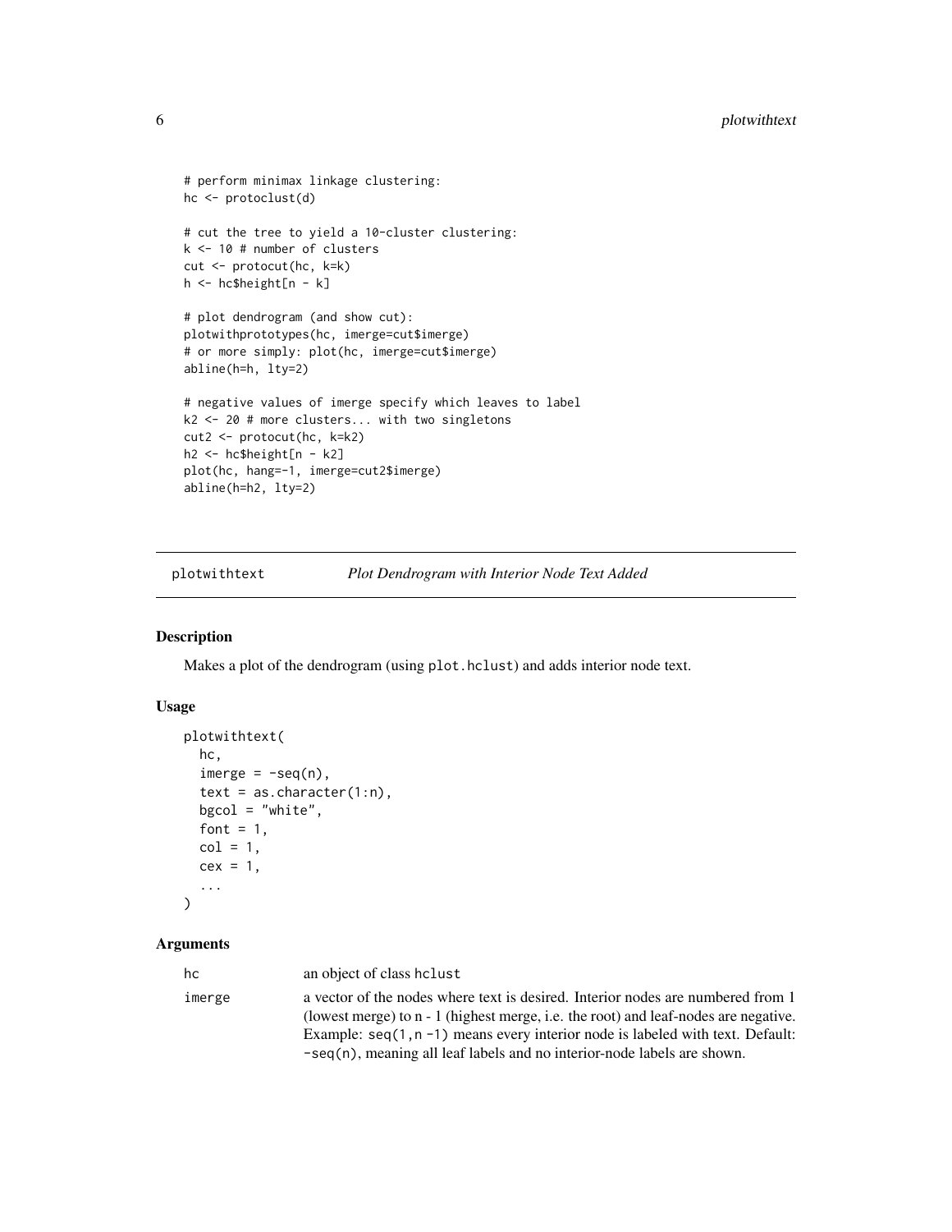```
# perform minimax linkage clustering:
hc <- protoclust(d)

# cut the tree to yield a 10-cluster clustering:
k <- 10 # number of clusters
cut <- protocut(hc, k=k)
h <- hc$height[n - k]

# plot dendrogram (and show cut):
plotwithprototypes(hc, imerge=cut$imerge)
# or more simply: plot(hc, imerge=cut$imerge)
abline(h=h, lty=2)

# negative values of imerge specify which leaves to label
k2 <- 20 # more clusters... with two singletons
cut2 <- protocut(hc, k=k2)
h2 <- hc$height[n - k2]
plot(hc, hang=-1, imerge=cut2$imerge)
abline(h=h2, lty=2)
```

## plotwithtext — *Plot Dendrogram with Interior Node Text Added*

### Description

Makes a plot of the dendrogram (using `plot.hclust`) and adds interior node text.

### Usage

```
plotwithtext(
  hc,
  imerge = -seq(n),
  text = as.character(1:n),
  bgcol = "white",
  font = 1,
  col = 1,
  cex = 1,
  ...
)
```

### Arguments

| | |
|---|---|
| `hc` | an object of class `hclust` |
| `imerge` | a vector of the nodes where text is desired. Interior nodes are numbered from 1 (lowest merge) to n - 1 (highest merge, i.e. the root) and leaf-nodes are negative. Example: `seq(1,n -1)` means every interior node is labeled with text. Default: `-seq(n)`, meaning all leaf labels and no interior-node labels are shown. |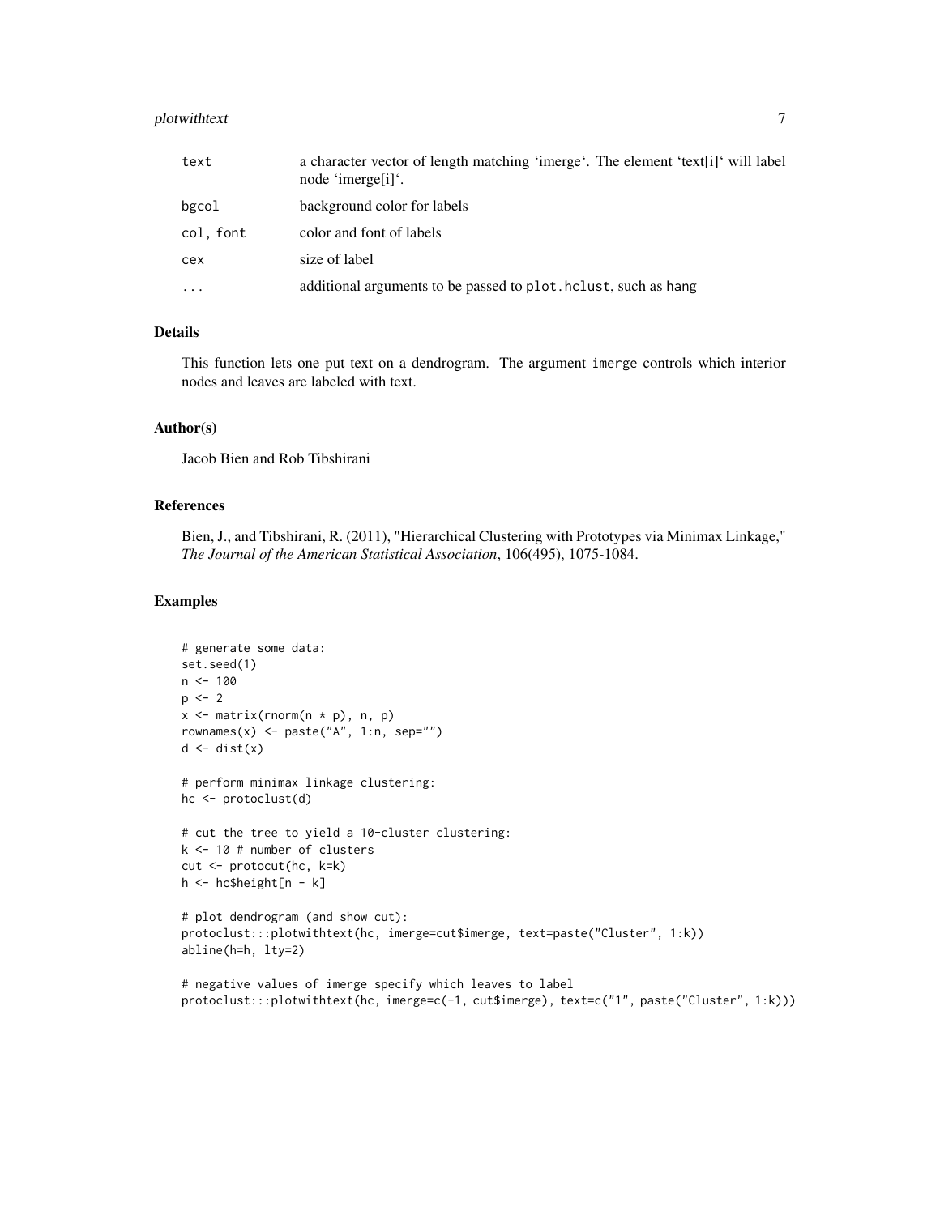| | |
|---|---|
| text | a character vector of length matching 'imerge'. The element 'text[i]' will label node 'imerge[i]'. |
| bgcol | background color for labels |
| col, font | color and font of labels |
| cex | size of label |
| ... | additional arguments to be passed to plot.hclust, such as hang |

### Details

This function lets one put text on a dendrogram. The argument imerge controls which interior nodes and leaves are labeled with text.

### Author(s)

Jacob Bien and Rob Tibshirani

### References

Bien, J., and Tibshirani, R. (2011), "Hierarchical Clustering with Prototypes via Minimax Linkage," *The Journal of the American Statistical Association*, 106(495), 1075-1084.

### Examples

```
# generate some data:
set.seed(1)
n <- 100
p <- 2
x <- matrix(rnorm(n * p), n, p)
rownames(x) <- paste("A", 1:n, sep="")
d <- dist(x)

# perform minimax linkage clustering:
hc <- protoclust(d)

# cut the tree to yield a 10-cluster clustering:
k <- 10 # number of clusters
cut <- protocut(hc, k=k)
h <- hc$height[n - k]

# plot dendrogram (and show cut):
protoclust:::plotwithtext(hc, imerge=cut$imerge, text=paste("Cluster", 1:k))
abline(h=h, lty=2)

# negative values of imerge specify which leaves to label
protoclust:::plotwithtext(hc, imerge=c(-1, cut$imerge), text=c("1", paste("Cluster", 1:k)))
```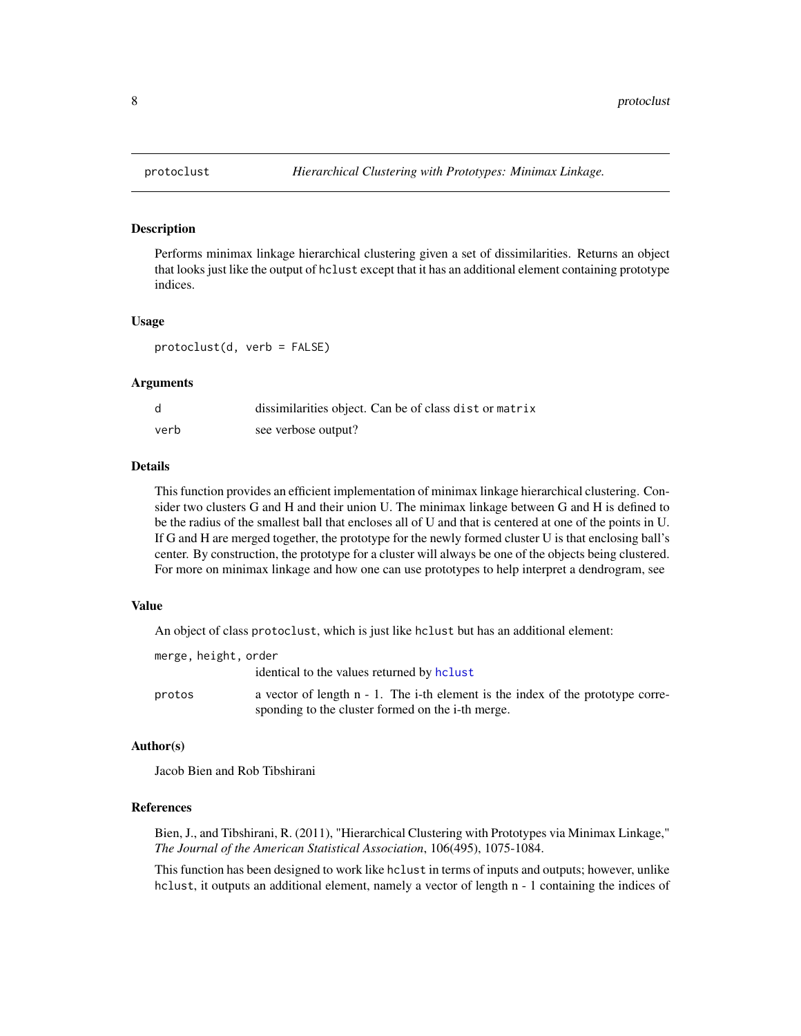protoclust — *Hierarchical Clustering with Prototypes: Minimax Linkage.*

### Description

Performs minimax linkage hierarchical clustering given a set of dissimilarities. Returns an object that looks just like the output of `hclust` except that it has an additional element containing prototype indices.

### Usage

```
protoclust(d, verb = FALSE)
```

### Arguments

| | |
|---|---|
| `d` | dissimilarities object. Can be of class `dist` or `matrix` |
| `verb` | see verbose output? |

### Details

This function provides an efficient implementation of minimax linkage hierarchical clustering. Consider two clusters G and H and their union U. The minimax linkage between G and H is defined to be the radius of the smallest ball that encloses all of U and that is centered at one of the points in U. If G and H are merged together, the prototype for the newly formed cluster U is that enclosing ball's center. By construction, the prototype for a cluster will always be one of the objects being clustered. For more on minimax linkage and how one can use prototypes to help interpret a dendrogram, see

### Value

An object of class `protoclust`, which is just like `hclust` but has an additional element:

| | |
|---|---|
| `merge, height, order` | identical to the values returned by `hclust` |
| `protos` | a vector of length n - 1. The i-th element is the index of the prototype corresponding to the cluster formed on the i-th merge. |

### Author(s)

Jacob Bien and Rob Tibshirani

### References

Bien, J., and Tibshirani, R. (2011), "Hierarchical Clustering with Prototypes via Minimax Linkage," *The Journal of the American Statistical Association*, 106(495), 1075-1084.

This function has been designed to work like `hclust` in terms of inputs and outputs; however, unlike `hclust`, it outputs an additional element, namely a vector of length `n - 1` containing the indices of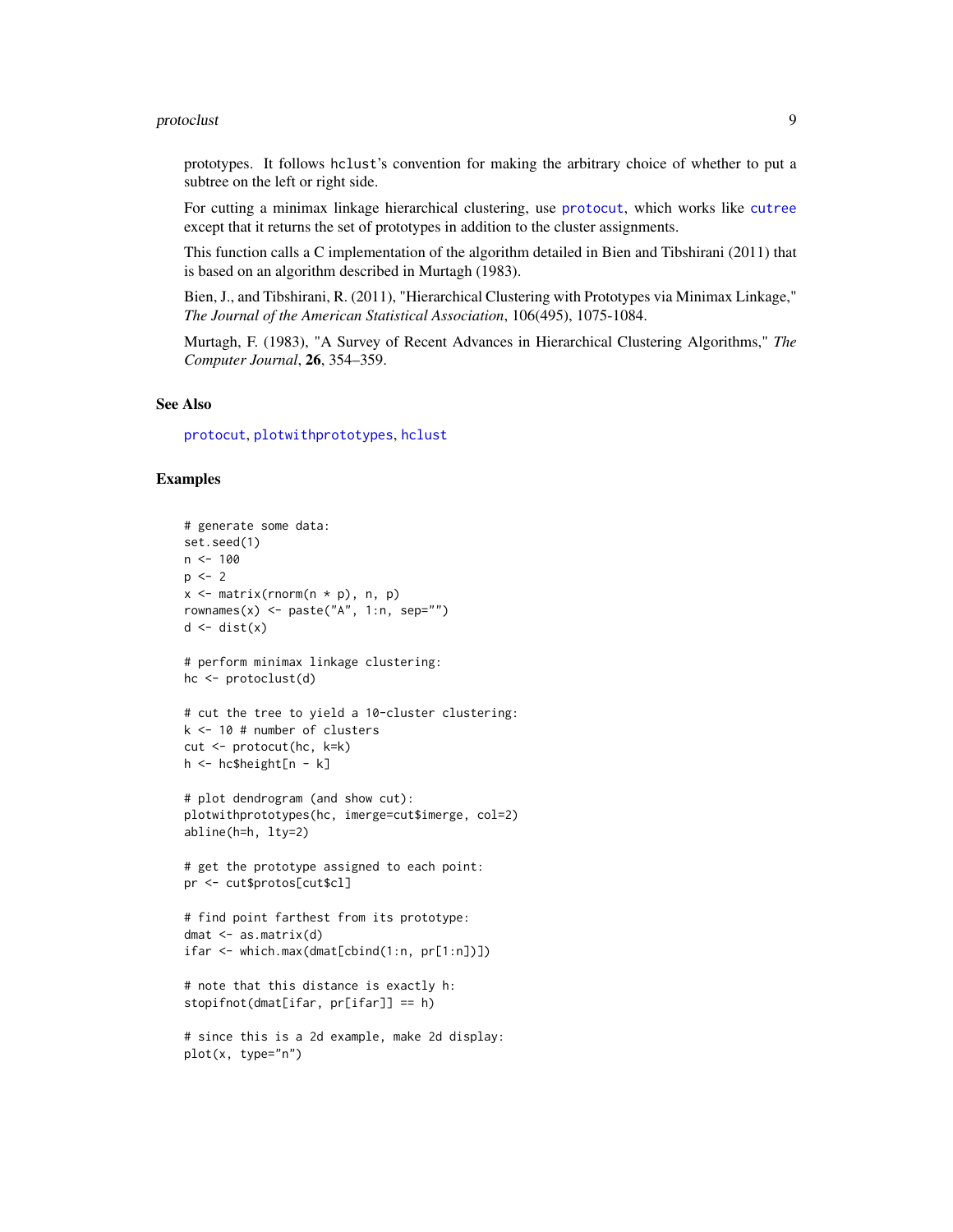prototypes. It follows hclust's convention for making the arbitrary choice of whether to put a subtree on the left or right side.

For cutting a minimax linkage hierarchical clustering, use protocut, which works like cutree except that it returns the set of prototypes in addition to the cluster assignments.

This function calls a C implementation of the algorithm detailed in Bien and Tibshirani (2011) that is based on an algorithm described in Murtagh (1983).

Bien, J., and Tibshirani, R. (2011), "Hierarchical Clustering with Prototypes via Minimax Linkage," *The Journal of the American Statistical Association*, 106(495), 1075-1084.

Murtagh, F. (1983), "A Survey of Recent Advances in Hierarchical Clustering Algorithms," *The Computer Journal*, **26**, 354–359.

## See Also

protocut, plotwithprototypes, hclust

## Examples

```
# generate some data:
set.seed(1)
n <- 100
p <- 2
x <- matrix(rnorm(n * p), n, p)
rownames(x) <- paste("A", 1:n, sep="")
d <- dist(x)

# perform minimax linkage clustering:
hc <- protoclust(d)

# cut the tree to yield a 10-cluster clustering:
k <- 10 # number of clusters
cut <- protocut(hc, k=k)
h <- hc$height[n - k]

# plot dendrogram (and show cut):
plotwithprototypes(hc, imerge=cut$imerge, col=2)
abline(h=h, lty=2)

# get the prototype assigned to each point:
pr <- cut$protos[cut$cl]

# find point farthest from its prototype:
dmat <- as.matrix(d)
ifar <- which.max(dmat[cbind(1:n, pr[1:n])])

# note that this distance is exactly h:
stopifnot(dmat[ifar, pr[ifar]] == h)

# since this is a 2d example, make 2d display:
plot(x, type="n")
```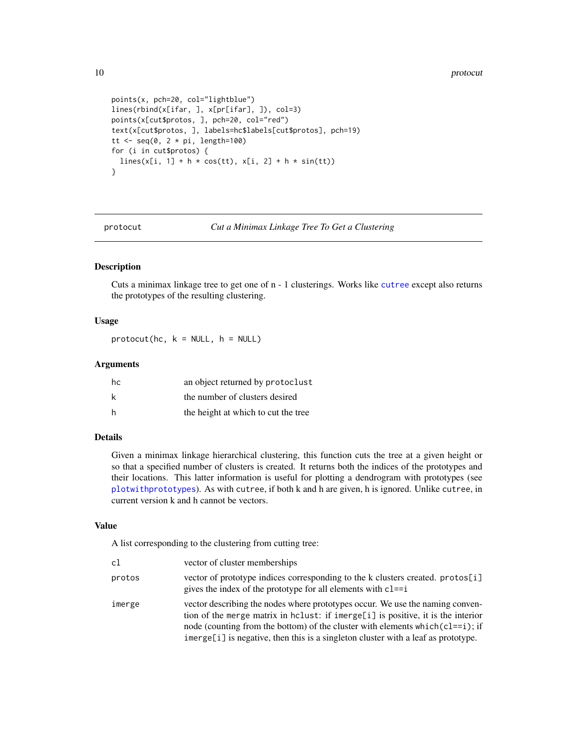```
points(x, pch=20, col="lightblue")
lines(rbind(x[ifar, ], x[pr[ifar], ]), col=3)
points(x[cut$protos, ], pch=20, col="red")
text(x[cut$protos, ], labels=hc$labels[cut$protos], pch=19)
tt <- seq(0, 2 * pi, length=100)
for (i in cut$protos) {
  lines(x[i, 1] + h * cos(tt), x[i, 2] + h * sin(tt))
}
```

---

## protocut — *Cut a Minimax Linkage Tree To Get a Clustering*

### Description

Cuts a minimax linkage tree to get one of n - 1 clusterings. Works like `cutree` except also returns the prototypes of the resulting clustering.

### Usage

```
protocut(hc, k = NULL, h = NULL)
```

### Arguments

| | |
|---|---|
| `hc` | an object returned by `protoclust` |
| `k` | the number of clusters desired |
| `h` | the height at which to cut the tree |

### Details

Given a minimax linkage hierarchical clustering, this function cuts the tree at a given height or so that a specified number of clusters is created. It returns both the indices of the prototypes and their locations. This latter information is useful for plotting a dendrogram with prototypes (see `plotwithprototypes`). As with `cutree`, if both k and h are given, h is ignored. Unlike `cutree`, in current version k and h cannot be vectors.

### Value

A list corresponding to the clustering from cutting tree:

| | |
|---|---|
| `cl` | vector of cluster memberships |
| `protos` | vector of prototype indices corresponding to the k clusters created. `protos[i]` gives the index of the prototype for all elements with `cl==i` |
| `imerge` | vector describing the nodes where prototypes occur. We use the naming convention of the `merge` matrix in `hclust`: if `imerge[i]` is positive, it is the interior node (counting from the bottom) of the cluster with elements `which(cl==i)`; if `imerge[i]` is negative, then this is a singleton cluster with a leaf as prototype. |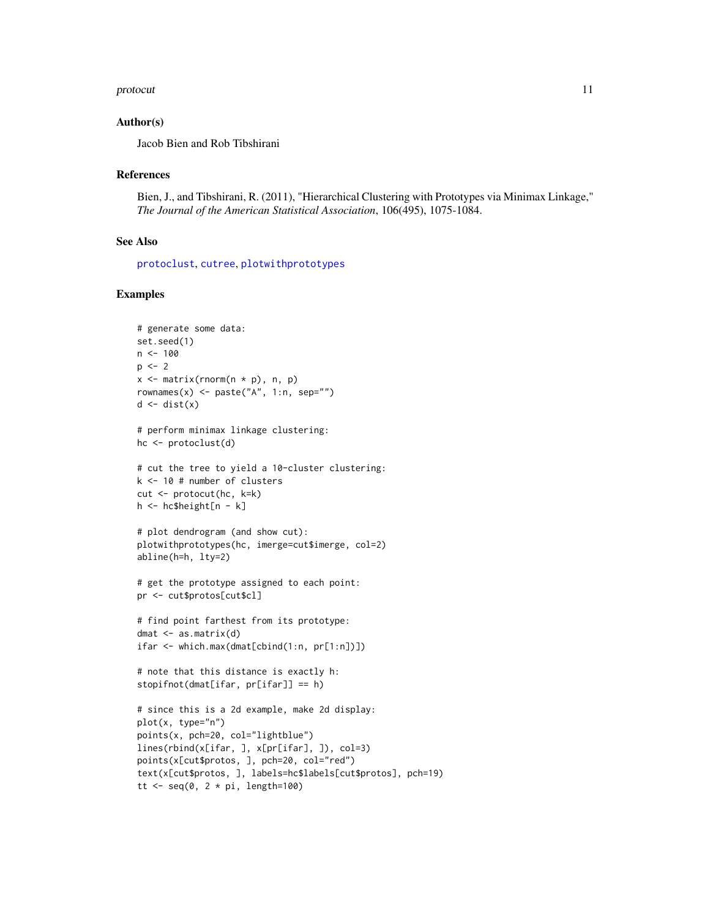## Author(s)

Jacob Bien and Rob Tibshirani

## References

Bien, J., and Tibshirani, R. (2011), "Hierarchical Clustering with Prototypes via Minimax Linkage," *The Journal of the American Statistical Association*, 106(495), 1075-1084.

## See Also

protoclust, cutree, plotwithprototypes

## Examples

```
# generate some data:
set.seed(1)
n <- 100
p <- 2
x <- matrix(rnorm(n * p), n, p)
rownames(x) <- paste("A", 1:n, sep="")
d <- dist(x)

# perform minimax linkage clustering:
hc <- protoclust(d)

# cut the tree to yield a 10-cluster clustering:
k <- 10 # number of clusters
cut <- protocut(hc, k=k)
h <- hc$height[n - k]

# plot dendrogram (and show cut):
plotwithprototypes(hc, imerge=cut$imerge, col=2)
abline(h=h, lty=2)

# get the prototype assigned to each point:
pr <- cut$protos[cut$cl]

# find point farthest from its prototype:
dmat <- as.matrix(d)
ifar <- which.max(dmat[cbind(1:n, pr[1:n])])

# note that this distance is exactly h:
stopifnot(dmat[ifar, pr[ifar]] == h)

# since this is a 2d example, make 2d display:
plot(x, type="n")
points(x, pch=20, col="lightblue")
lines(rbind(x[ifar, ], x[pr[ifar], ]), col=3)
points(x[cut$protos, ], pch=20, col="red")
text(x[cut$protos, ], labels=hc$labels[cut$protos], pch=19)
tt <- seq(0, 2 * pi, length=100)
```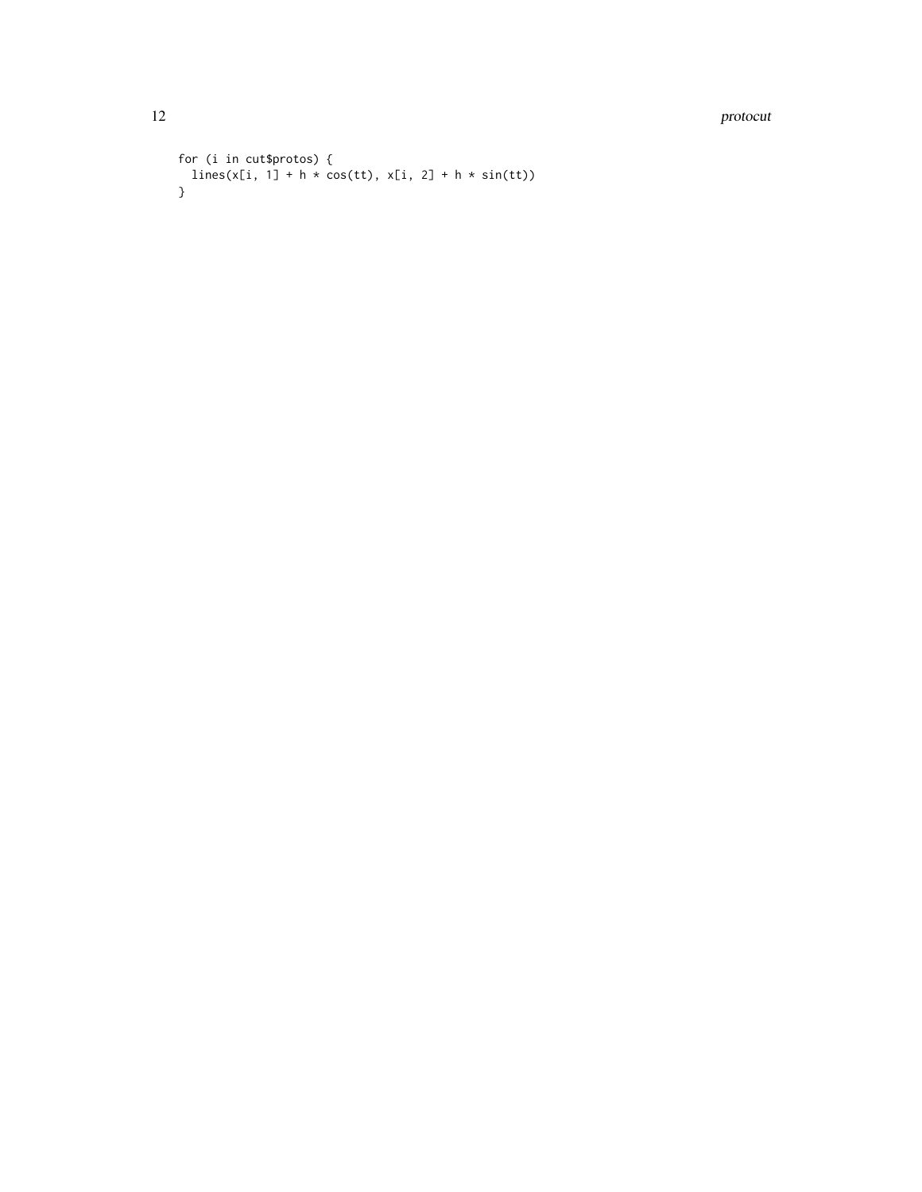```
for (i in cut$protos) {
  lines(x[i, 1] + h * cos(tt), x[i, 2] + h * sin(tt))
}
```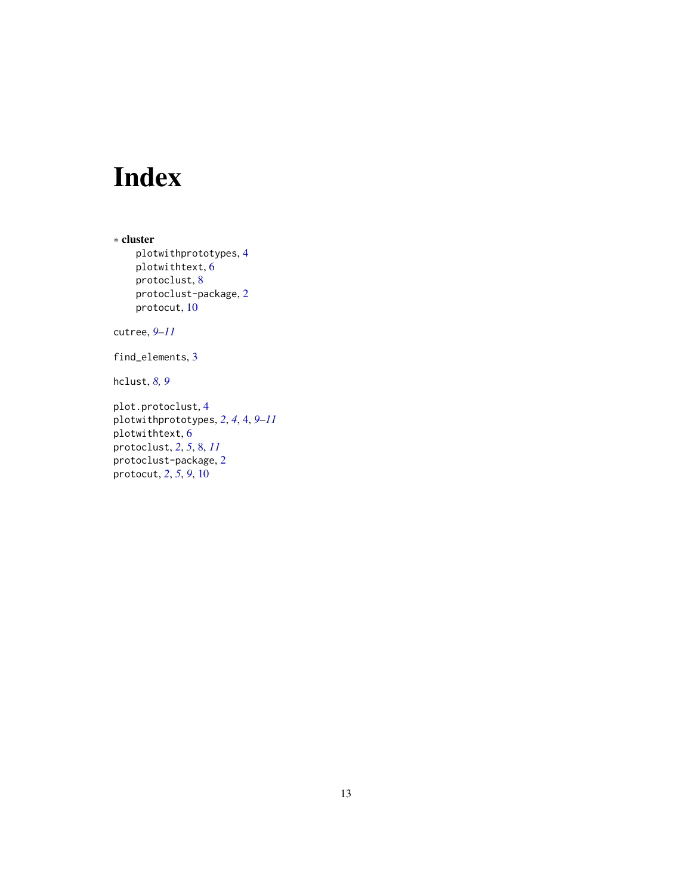# Index

∗ **cluster**

plotwithprototypes, 4
plotwithtext, 6
protoclust, 8
protoclust-package, 2
protocut, 10

cutree, *9–11*

find_elements, 3

hclust, *8, 9*

plot.protoclust, 4
plotwithprototypes, *2*, *4*, 4, *9–11*
plotwithtext, 6
protoclust, *2*, *5*, 8, *11*
protoclust-package, 2
protocut, *2*, *5*, *9*, 10